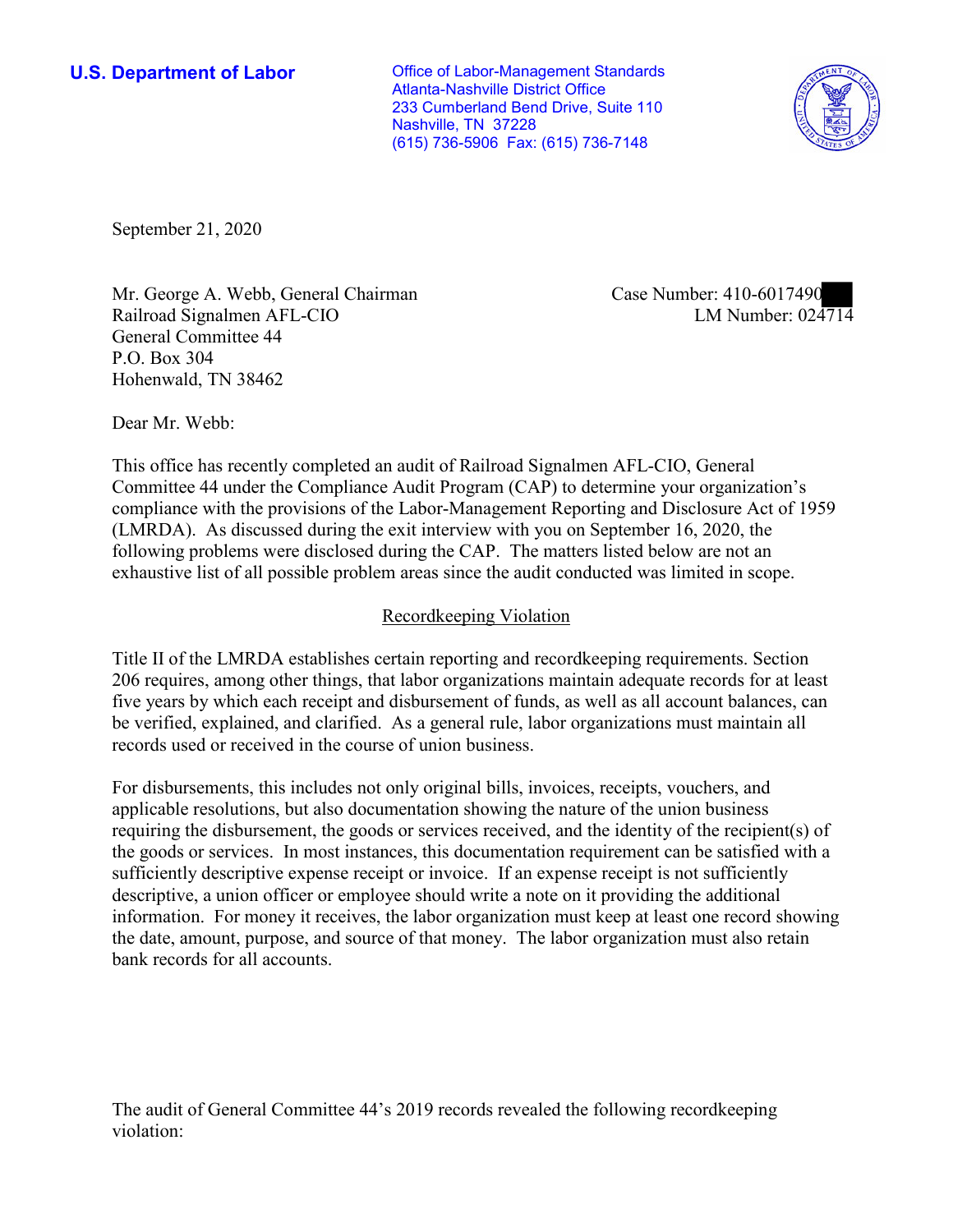**U.S. Department of Labor**

Office of Labor-Management Standards
Atlanta-Nashville District Office
233 Cumberland Bend Drive, Suite 110
Nashville, TN 37228
(615) 736-5906 Fax: (615) 736-7148

September 21, 2020

Mr. George A. Webb, General Chairman
Railroad Signalmen AFL-CIO
General Committee 44
P.O. Box 304
Hohenwald, TN 38462

Case Number: 410-6017490
LM Number: 024714

Dear Mr. Webb:

This office has recently completed an audit of Railroad Signalmen AFL-CIO, General Committee 44 under the Compliance Audit Program (CAP) to determine your organization's compliance with the provisions of the Labor-Management Reporting and Disclosure Act of 1959 (LMRDA). As discussed during the exit interview with you on September 16, 2020, the following problems were disclosed during the CAP. The matters listed below are not an exhaustive list of all possible problem areas since the audit conducted was limited in scope.

## Recordkeeping Violation

Title II of the LMRDA establishes certain reporting and recordkeeping requirements. Section 206 requires, among other things, that labor organizations maintain adequate records for at least five years by which each receipt and disbursement of funds, as well as all account balances, can be verified, explained, and clarified. As a general rule, labor organizations must maintain all records used or received in the course of union business.

For disbursements, this includes not only original bills, invoices, receipts, vouchers, and applicable resolutions, but also documentation showing the nature of the union business requiring the disbursement, the goods or services received, and the identity of the recipient(s) of the goods or services. In most instances, this documentation requirement can be satisfied with a sufficiently descriptive expense receipt or invoice. If an expense receipt is not sufficiently descriptive, a union officer or employee should write a note on it providing the additional information. For money it receives, the labor organization must keep at least one record showing the date, amount, purpose, and source of that money. The labor organization must also retain bank records for all accounts.

The audit of General Committee 44's 2019 records revealed the following recordkeeping violation: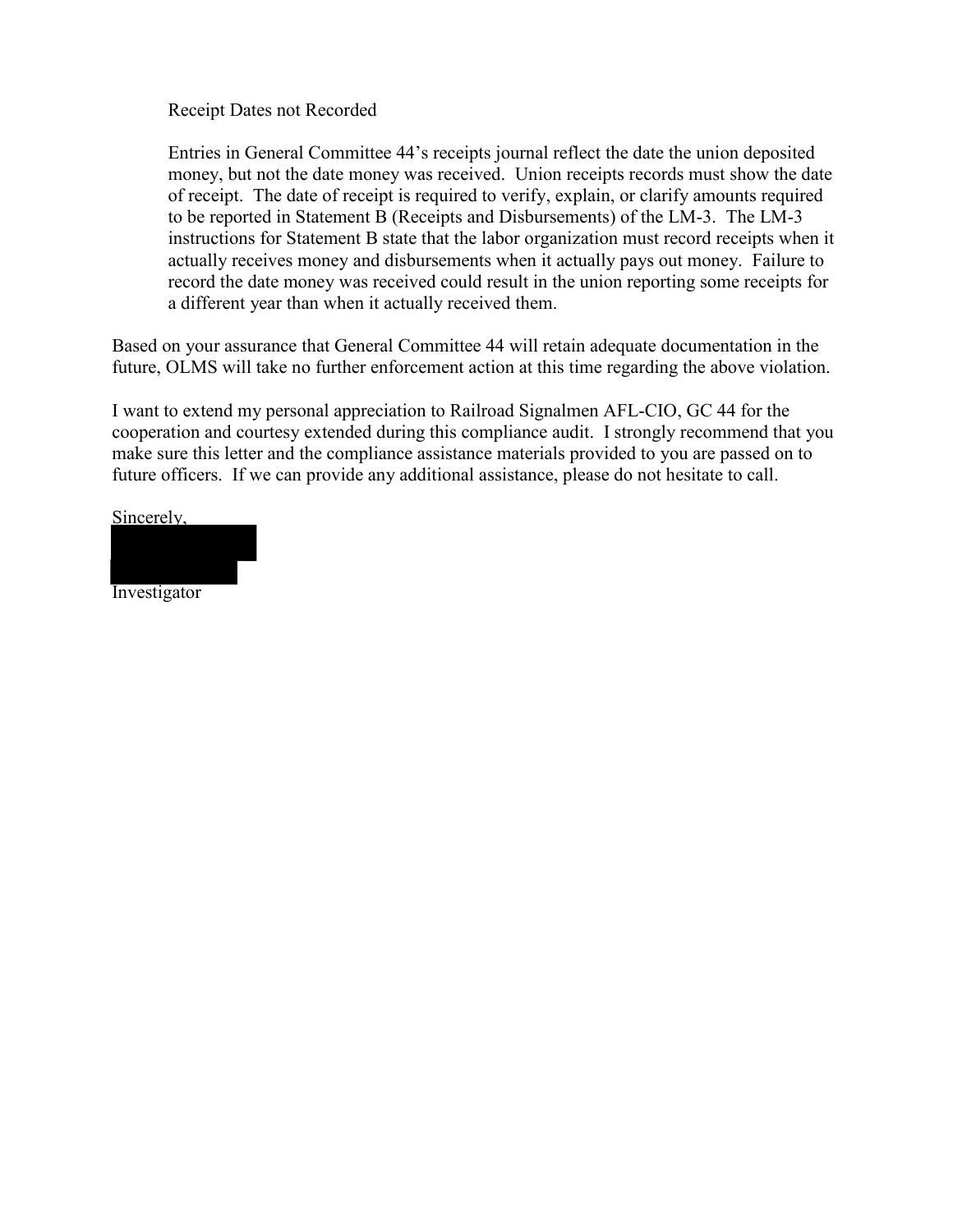Receipt Dates not Recorded

Entries in General Committee 44's receipts journal reflect the date the union deposited money, but not the date money was received. Union receipts records must show the date of receipt. The date of receipt is required to verify, explain, or clarify amounts required to be reported in Statement B (Receipts and Disbursements) of the LM-3. The LM-3 instructions for Statement B state that the labor organization must record receipts when it actually receives money and disbursements when it actually pays out money. Failure to record the date money was received could result in the union reporting some receipts for a different year than when it actually received them.

Based on your assurance that General Committee 44 will retain adequate documentation in the future, OLMS will take no further enforcement action at this time regarding the above violation.

I want to extend my personal appreciation to Railroad Signalmen AFL-CIO, GC 44 for the cooperation and courtesy extended during this compliance audit. I strongly recommend that you make sure this letter and the compliance assistance materials provided to you are passed on to future officers. If we can provide any additional assistance, please do not hesitate to call.

Sincerely,

Investigator